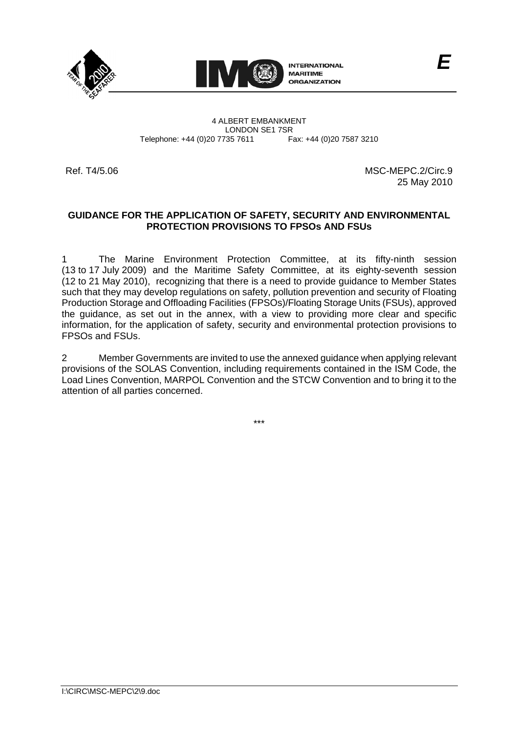E

INTERNATIONAL MARITIME ORGANIZATION

4 ALBERT EMBANKMENT
LONDON SE1 7SR
Telephone: +44 (0)20 7735 7611 Fax: +44 (0)20 7587 3210

Ref. T4/5.06

MSC-MEPC.2/Circ.9
25 May 2010

**GUIDANCE FOR THE APPLICATION OF SAFETY, SECURITY AND ENVIRONMENTAL PROTECTION PROVISIONS TO FPSOs AND FSUs**

1 The Marine Environment Protection Committee, at its fifty-ninth session (13 to 17 July 2009) and the Maritime Safety Committee, at its eighty-seventh session (12 to 21 May 2010), recognizing that there is a need to provide guidance to Member States such that they may develop regulations on safety, pollution prevention and security of Floating Production Storage and Offloading Facilities (FPSOs)/Floating Storage Units (FSUs), approved the guidance, as set out in the annex, with a view to providing more clear and specific information, for the application of safety, security and environmental protection provisions to FPSOs and FSUs.

2 Member Governments are invited to use the annexed guidance when applying relevant provisions of the SOLAS Convention, including requirements contained in the ISM Code, the Load Lines Convention, MARPOL Convention and the STCW Convention and to bring it to the attention of all parties concerned.

\*\*\*

I:\CIRC\MSC-MEPC\2\9.doc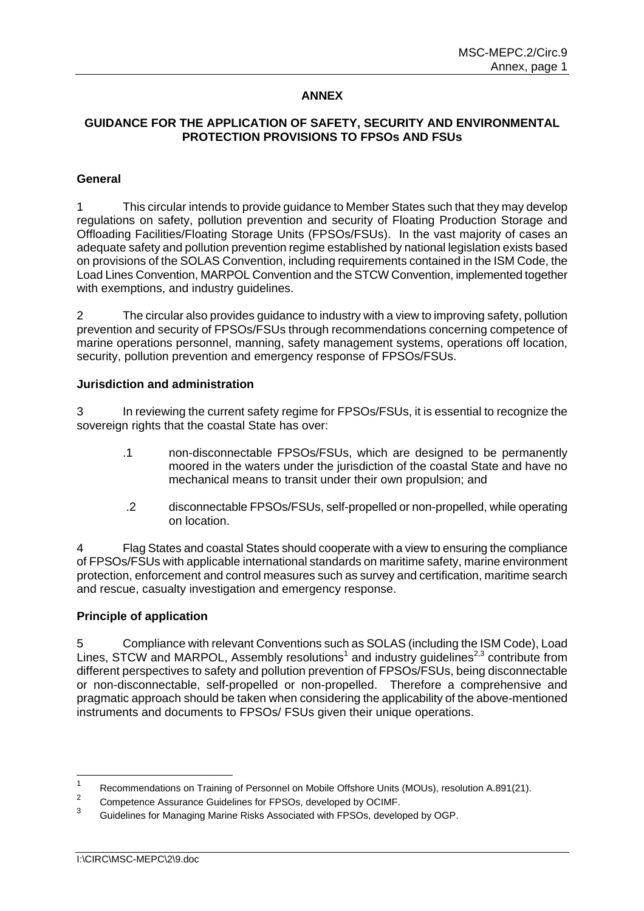# ANNEX

## GUIDANCE FOR THE APPLICATION OF SAFETY, SECURITY AND ENVIRONMENTAL PROTECTION PROVISIONS TO FPSOs AND FSUs

### General

1 This circular intends to provide guidance to Member States such that they may develop regulations on safety, pollution prevention and security of Floating Production Storage and Offloading Facilities/Floating Storage Units (FPSOs/FSUs). In the vast majority of cases an adequate safety and pollution prevention regime established by national legislation exists based on provisions of the SOLAS Convention, including requirements contained in the ISM Code, the Load Lines Convention, MARPOL Convention and the STCW Convention, implemented together with exemptions, and industry guidelines.

2 The circular also provides guidance to industry with a view to improving safety, pollution prevention and security of FPSOs/FSUs through recommendations concerning competence of marine operations personnel, manning, safety management systems, operations off location, security, pollution prevention and emergency response of FPSOs/FSUs.

### Jurisdiction and administration

3 In reviewing the current safety regime for FPSOs/FSUs, it is essential to recognize the sovereign rights that the coastal State has over:

.1 non-disconnectable FPSOs/FSUs, which are designed to be permanently moored in the waters under the jurisdiction of the coastal State and have no mechanical means to transit under their own propulsion; and

.2 disconnectable FPSOs/FSUs, self-propelled or non-propelled, while operating on location.

4 Flag States and coastal States should cooperate with a view to ensuring the compliance of FPSOs/FSUs with applicable international standards on maritime safety, marine environment protection, enforcement and control measures such as survey and certification, maritime search and rescue, casualty investigation and emergency response.

### Principle of application

5 Compliance with relevant Conventions such as SOLAS (including the ISM Code), Load Lines, STCW and MARPOL, Assembly resolutions[1] and industry guidelines[2,3] contribute from different perspectives to safety and pollution prevention of FPSOs/FSUs, being disconnectable or non-disconnectable, self-propelled or non-propelled. Therefore a comprehensive and pragmatic approach should be taken when considering the applicability of the above-mentioned instruments and documents to FPSOs/ FSUs given their unique operations.

---

[1] Recommendations on Training of Personnel on Mobile Offshore Units (MOUs), resolution A.891(21).

[2] Competence Assurance Guidelines for FPSOs, developed by OCIMF.

[3] Guidelines for Managing Marine Risks Associated with FPSOs, developed by OGP.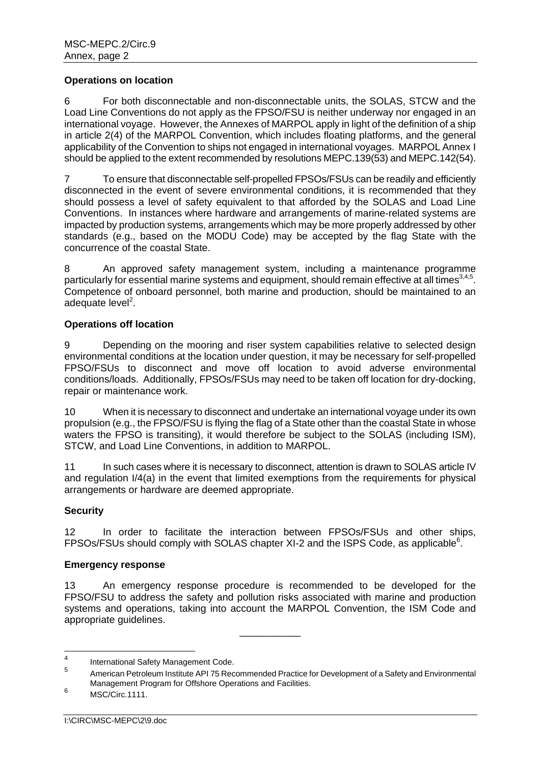### Operations on location

6 For both disconnectable and non-disconnectable units, the SOLAS, STCW and the Load Line Conventions do not apply as the FPSO/FSU is neither underway nor engaged in an international voyage. However, the Annexes of MARPOL apply in light of the definition of a ship in article 2(4) of the MARPOL Convention, which includes floating platforms, and the general applicability of the Convention to ships not engaged in international voyages. MARPOL Annex I should be applied to the extent recommended by resolutions MEPC.139(53) and MEPC.142(54).

7 To ensure that disconnectable self-propelled FPSOs/FSUs can be readily and efficiently disconnected in the event of severe environmental conditions, it is recommended that they should possess a level of safety equivalent to that afforded by the SOLAS and Load Line Conventions. In instances where hardware and arrangements of marine-related systems are impacted by production systems, arrangements which may be more properly addressed by other standards (e.g., based on the MODU Code) may be accepted by the flag State with the concurrence of the coastal State.

8 An approved safety management system, including a maintenance programme particularly for essential marine systems and equipment, should remain effective at all times[3,4,5]. Competence of onboard personnel, both marine and production, should be maintained to an adequate level[2].

### Operations off location

9 Depending on the mooring and riser system capabilities relative to selected design environmental conditions at the location under question, it may be necessary for self-propelled FPSO/FSUs to disconnect and move off location to avoid adverse environmental conditions/loads. Additionally, FPSOs/FSUs may need to be taken off location for dry-docking, repair or maintenance work.

10 When it is necessary to disconnect and undertake an international voyage under its own propulsion (e.g., the FPSO/FSU is flying the flag of a State other than the coastal State in whose waters the FPSO is transiting), it would therefore be subject to the SOLAS (including ISM), STCW, and Load Line Conventions, in addition to MARPOL.

11 In such cases where it is necessary to disconnect, attention is drawn to SOLAS article IV and regulation I/4(a) in the event that limited exemptions from the requirements for physical arrangements or hardware are deemed appropriate.

### Security

12 In order to facilitate the interaction between FPSOs/FSUs and other ships, FPSOs/FSUs should comply with SOLAS chapter XI-2 and the ISPS Code, as applicable[6].

### Emergency response

13 An emergency response procedure is recommended to be developed for the FPSO/FSU to address the safety and pollution risks associated with marine and production systems and operations, taking into account the MARPOL Convention, the ISM Code and appropriate guidelines.

---

[4] International Safety Management Code.

[5] American Petroleum Institute API 75 Recommended Practice for Development of a Safety and Environmental Management Program for Offshore Operations and Facilities.

[6] MSC/Circ.1111.